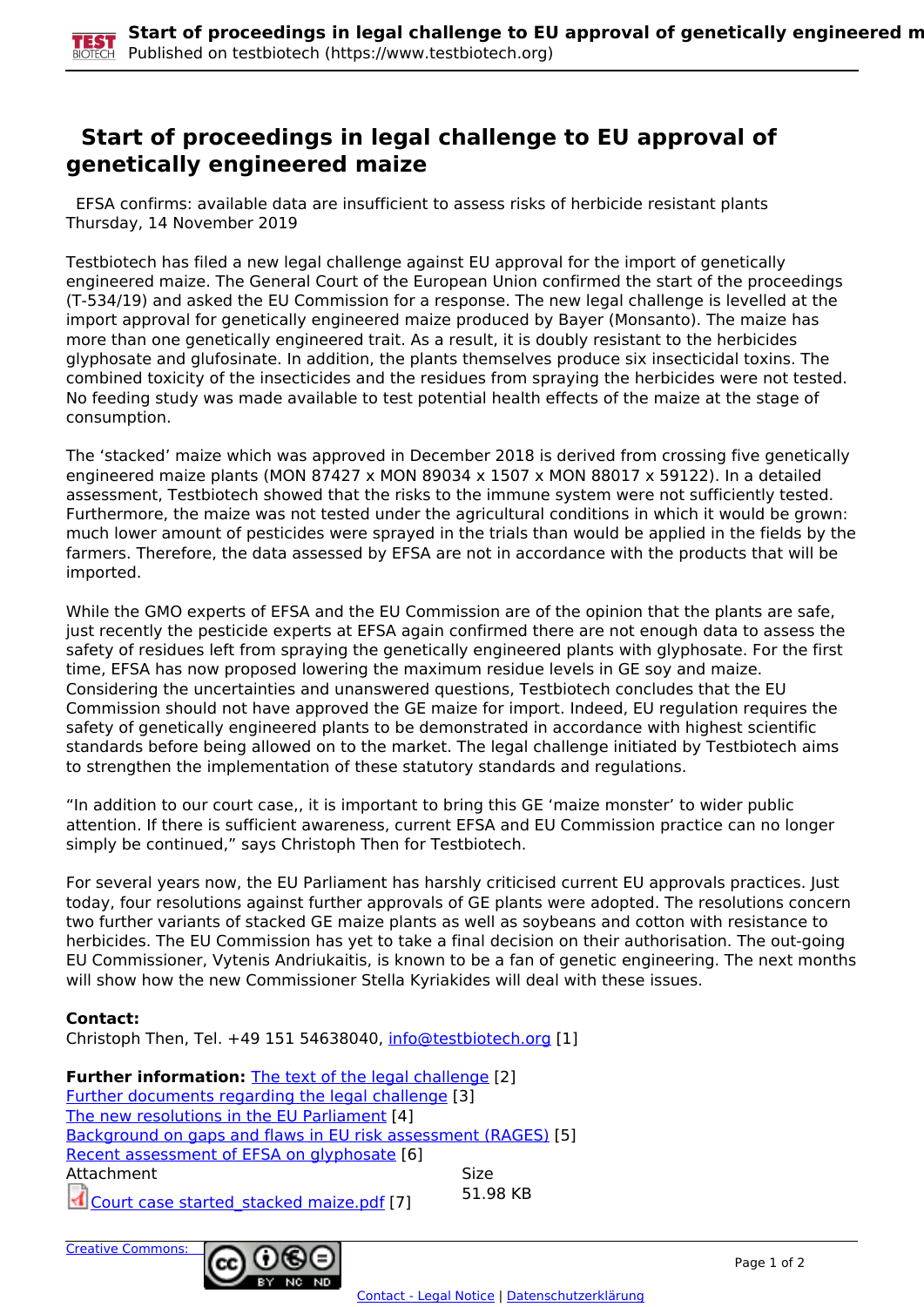# Start of proceedings in legal challenge to EU approval of genetically engineered maize

EFSA confirms: available data are insufficient to assess risks of herbicide resistant plants
Thursday, 14 November 2019

Testbiotech has filed a new legal challenge against EU approval for the import of genetically engineered maize. The General Court of the European Union confirmed the start of the proceedings (T-534/19) and asked the EU Commission for a response. The new legal challenge is levelled at the import approval for genetically engineered maize produced by Bayer (Monsanto). The maize has more than one genetically engineered trait. As a result, it is doubly resistant to the herbicides glyphosate and glufosinate. In addition, the plants themselves produce six insecticidal toxins. The combined toxicity of the insecticides and the residues from spraying the herbicides were not tested. No feeding study was made available to test potential health effects of the maize at the stage of consumption.

The 'stacked' maize which was approved in December 2018 is derived from crossing five genetically engineered maize plants (MON 87427 x MON 89034 x 1507 x MON 88017 x 59122). In a detailed assessment, Testbiotech showed that the risks to the immune system were not sufficiently tested. Furthermore, the maize was not tested under the agricultural conditions in which it would be grown: much lower amount of pesticides were sprayed in the trials than would be applied in the fields by the farmers. Therefore, the data assessed by EFSA are not in accordance with the products that will be imported.

While the GMO experts of EFSA and the EU Commission are of the opinion that the plants are safe, just recently the pesticide experts at EFSA again confirmed there are not enough data to assess the safety of residues left from spraying the genetically engineered plants with glyphosate. For the first time, EFSA has now proposed lowering the maximum residue levels in GE soy and maize. Considering the uncertainties and unanswered questions, Testbiotech concludes that the EU Commission should not have approved the GE maize for import. Indeed, EU regulation requires the safety of genetically engineered plants to be demonstrated in accordance with highest scientific standards before being allowed on to the market. The legal challenge initiated by Testbiotech aims to strengthen the implementation of these statutory standards and regulations.

"In addition to our court case,, it is important to bring this GE 'maize monster' to wider public attention. If there is sufficient awareness, current EFSA and EU Commission practice can no longer simply be continued," says Christoph Then for Testbiotech.

For several years now, the EU Parliament has harshly criticised current EU approvals practices. Just today, four resolutions against further approvals of GE plants were adopted. The resolutions concern two further variants of stacked GE maize plants as well as soybeans and cotton with resistance to herbicides. The EU Commission has yet to take a final decision on their authorisation. The out-going EU Commissioner, Vytenis Andriukaitis, is known to be a fan of genetic engineering. The next months will show how the new Commissioner Stella Kyriakides will deal with these issues.

**Contact:**
Christoph Then, Tel. +49 151 54638040, info@testbiotech.org [1]

**Further information:** The text of the legal challenge [2]
Further documents regarding the legal challenge [3]
The new resolutions in the EU Parliament [4]
Background on gaps and flaws in EU risk assessment (RAGES) [5]
Recent assessment of EFSA on glyphosate [6]

| Attachment | Size |
|---|---|
| Court case started_stacked maize.pdf [7] | 51.98 KB |

Creative Commons:

Contact - Legal Notice | Datenschutzerklärung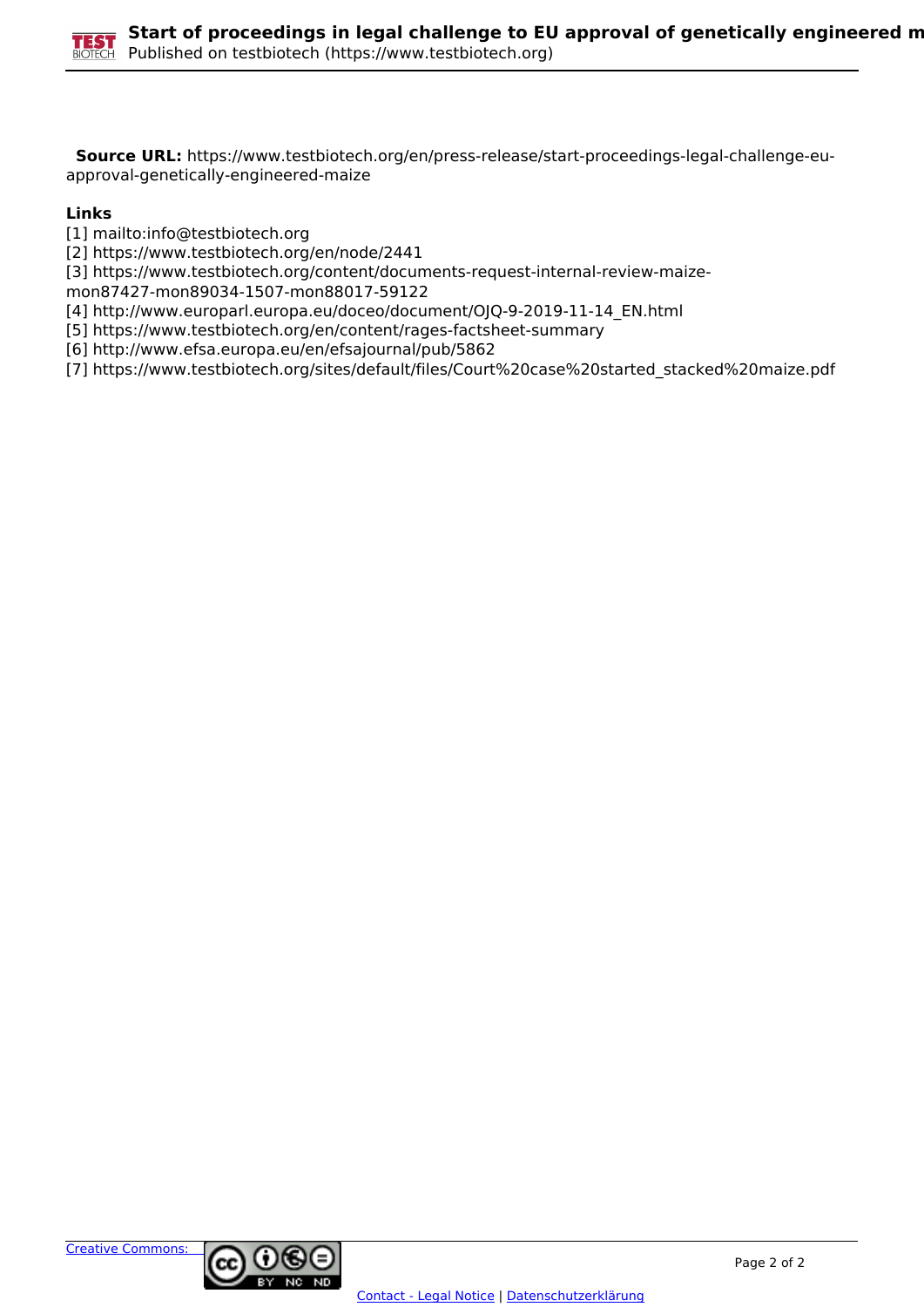**Source URL:** https://www.testbiotech.org/en/press-release/start-proceedings-legal-challenge-eu-approval-genetically-engineered-maize

**Links**

[1] mailto:info@testbiotech.org
[2] https://www.testbiotech.org/en/node/2441
[3] https://www.testbiotech.org/content/documents-request-internal-review-maize-mon87427-mon89034-1507-mon88017-59122
[4] http://www.europarl.europa.eu/doceo/document/OJQ-9-2019-11-14_EN.html
[5] https://www.testbiotech.org/en/content/rages-factsheet-summary
[6] http://www.efsa.europa.eu/en/efsajournal/pub/5862
[7] https://www.testbiotech.org/sites/default/files/Court%20case%20started_stacked%20maize.pdf